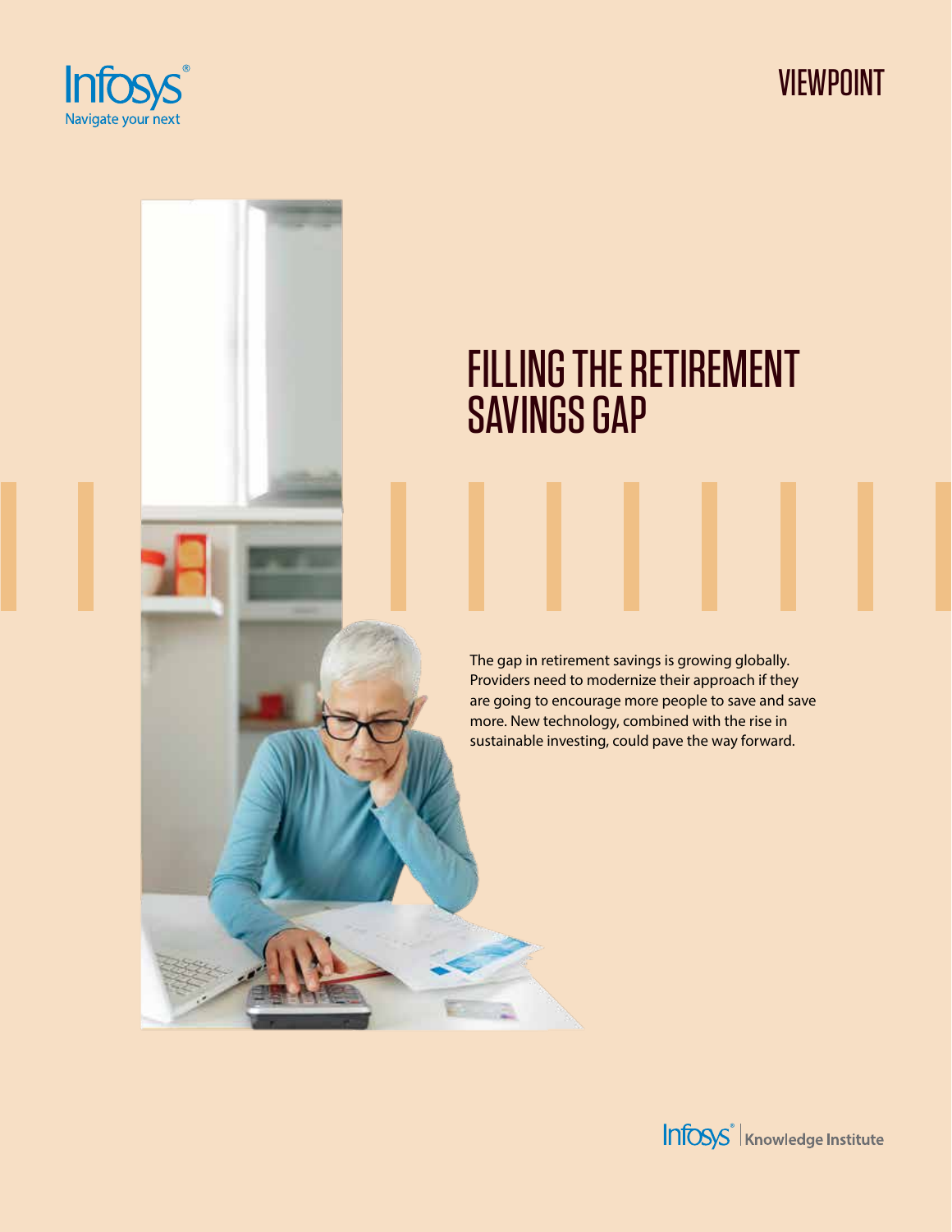VIEWPOINT

# FILLING THE RETIREMENT SAVINGS GAP

The gap in retirement savings is growing globally. Providers need to modernize their approach if they are going to encourage more people to save and save more. New technology, combined with the rise in sustainable investing, could pave the way forward.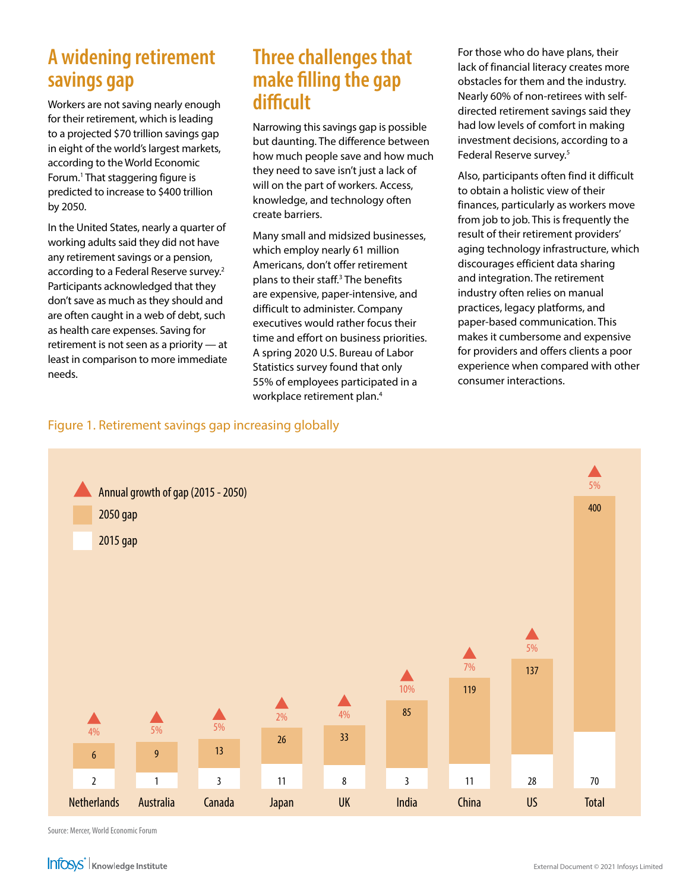## A widening retirement savings gap

Workers are not saving nearly enough for their retirement, which is leading to a projected $70 trillion savings gap in eight of the world's largest markets, according to the World Economic Forum.[1] That staggering figure is predicted to increase to $400 trillion by 2050.

In the United States, nearly a quarter of working adults said they did not have any retirement savings or a pension, according to a Federal Reserve survey.[2] Participants acknowledged that they don't save as much as they should and are often caught in a web of debt, such as health care expenses. Saving for retirement is not seen as a priority — at least in comparison to more immediate needs.

## Three challenges that make filling the gap difficult

Narrowing this savings gap is possible but daunting. The difference between how much people save and how much they need to save isn't just a lack of will on the part of workers. Access, knowledge, and technology often create barriers.

Many small and midsized businesses, which employ nearly 61 million Americans, don't offer retirement plans to their staff.[3] The benefits are expensive, paper-intensive, and difficult to administer. Company executives would rather focus their time and effort on business priorities. A spring 2020 U.S. Bureau of Labor Statistics survey found that only 55% of employees participated in a workplace retirement plan.[4]

For those who do have plans, their lack of financial literacy creates more obstacles for them and the industry. Nearly 60% of non-retirees with self-directed retirement savings said they had low levels of comfort in making investment decisions, according to a Federal Reserve survey.[5]

Also, participants often find it difficult to obtain a holistic view of their finances, particularly as workers move from job to job. This is frequently the result of their retirement providers' aging technology infrastructure, which discourages efficient data sharing and integration. The retirement industry often relies on manual practices, legacy platforms, and paper-based communication. This makes it cumbersome and expensive for providers and offers clients a poor experience when compared with other consumer interactions.

Figure 1. Retirement savings gap increasing globally

| | 2015 gap | 2050 gap | Annual growth of gap (2015 - 2050) |
|---|---|---|---|
| Netherlands | 2 | 6 | 4% |
| Australia | 1 | 9 | 5% |
| Canada | 3 | 13 | 5% |
| Japan | 11 | 26 | 2% |
| UK | 8 | 33 | 4% |
| India | 3 | 85 | 10% |
| China | 11 | 119 | 7% |
| US | 28 | 137 | 5% |
| Total | 70 | 400 | 5% |

Source: Mercer, World Economic Forum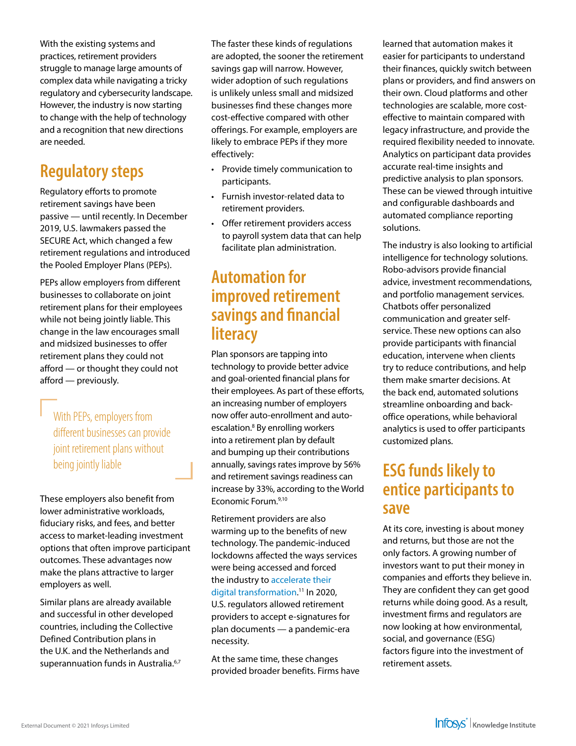With the existing systems and practices, retirement providers struggle to manage large amounts of complex data while navigating a tricky regulatory and cybersecurity landscape. However, the industry is now starting to change with the help of technology and a recognition that new directions are needed.

## Regulatory steps

Regulatory efforts to promote retirement savings have been passive — until recently. In December 2019, U.S. lawmakers passed the SECURE Act, which changed a few retirement regulations and introduced the Pooled Employer Plans (PEPs).

PEPs allow employers from different businesses to collaborate on joint retirement plans for their employees while not being jointly liable. This change in the law encourages small and midsized businesses to offer retirement plans they could not afford — or thought they could not afford — previously.

> With PEPs, employers from different businesses can provide joint retirement plans without being jointly liable

These employers also benefit from lower administrative workloads, fiduciary risks, and fees, and better access to market-leading investment options that often improve participant outcomes. These advantages now make the plans attractive to larger employers as well.

Similar plans are already available and successful in other developed countries, including the Collective Defined Contribution plans in the U.K. and the Netherlands and superannuation funds in Australia.[6,7]

The faster these kinds of regulations are adopted, the sooner the retirement savings gap will narrow. However, wider adoption of such regulations is unlikely unless small and midsized businesses find these changes more cost-effective compared with other offerings. For example, employers are likely to embrace PEPs if they more effectively:

- Provide timely communication to participants.
- Furnish investor-related data to retirement providers.
- Offer retirement providers access to payroll system data that can help facilitate plan administration.

## Automation for improved retirement savings and financial literacy

Plan sponsors are tapping into technology to provide better advice and goal-oriented financial plans for their employees. As part of these efforts, an increasing number of employers now offer auto-enrollment and auto-escalation.[8] By enrolling workers into a retirement plan by default and bumping up their contributions annually, savings rates improve by 56% and retirement savings readiness can increase by 33%, according to the World Economic Forum.[9,10]

Retirement providers are also warming up to the benefits of new technology. The pandemic-induced lockdowns affected the ways services were being accessed and forced the industry to accelerate their digital transformation.[11] In 2020, U.S. regulators allowed retirement providers to accept e-signatures for plan documents — a pandemic-era necessity.

At the same time, these changes provided broader benefits. Firms have learned that automation makes it easier for participants to understand their finances, quickly switch between plans or providers, and find answers on their own. Cloud platforms and other technologies are scalable, more cost-effective to maintain compared with legacy infrastructure, and provide the required flexibility needed to innovate. Analytics on participant data provides accurate real-time insights and predictive analysis to plan sponsors. These can be viewed through intuitive and configurable dashboards and automated compliance reporting solutions.

The industry is also looking to artificial intelligence for technology solutions. Robo-advisors provide financial advice, investment recommendations, and portfolio management services. Chatbots offer personalized communication and greater self-service. These new options can also provide participants with financial education, intervene when clients try to reduce contributions, and help them make smarter decisions. At the back end, automated solutions streamline onboarding and back-office operations, while behavioral analytics is used to offer participants customized plans.

## ESG funds likely to entice participants to save

At its core, investing is about money and returns, but those are not the only factors. A growing number of investors want to put their money in companies and efforts they believe in. They are confident they can get good returns while doing good. As a result, investment firms and regulators are now looking at how environmental, social, and governance (ESG) factors figure into the investment of retirement assets.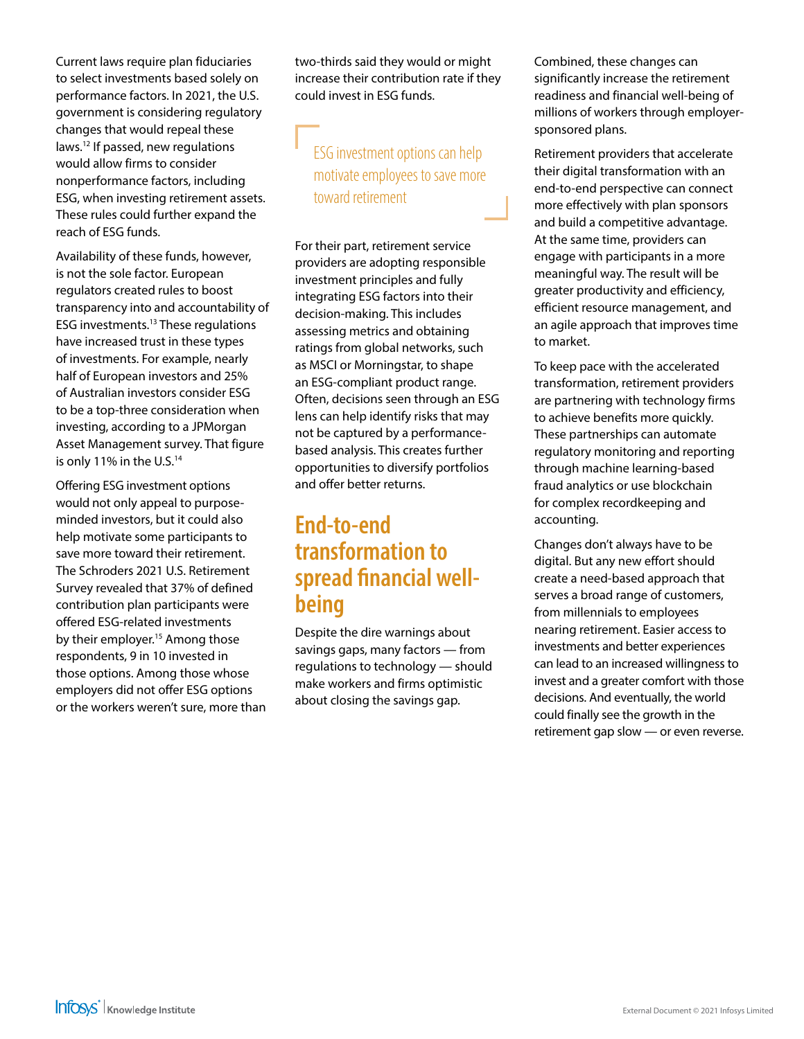Current laws require plan fiduciaries to select investments based solely on performance factors. In 2021, the U.S. government is considering regulatory changes that would repeal these laws.[12] If passed, new regulations would allow firms to consider nonperformance factors, including ESG, when investing retirement assets. These rules could further expand the reach of ESG funds.

Availability of these funds, however, is not the sole factor. European regulators created rules to boost transparency into and accountability of ESG investments.[13] These regulations have increased trust in these types of investments. For example, nearly half of European investors and 25% of Australian investors consider ESG to be a top-three consideration when investing, according to a JPMorgan Asset Management survey. That figure is only 11% in the U.S.[14]

Offering ESG investment options would not only appeal to purpose-minded investors, but it could also help motivate some participants to save more toward their retirement. The Schroders 2021 U.S. Retirement Survey revealed that 37% of defined contribution plan participants were offered ESG-related investments by their employer.[15] Among those respondents, 9 in 10 invested in those options. Among those whose employers did not offer ESG options or the workers weren't sure, more than two-thirds said they would or might increase their contribution rate if they could invest in ESG funds.

> ESG investment options can help motivate employees to save more toward retirement

For their part, retirement service providers are adopting responsible investment principles and fully integrating ESG factors into their decision-making. This includes assessing metrics and obtaining ratings from global networks, such as MSCI or Morningstar, to shape an ESG-compliant product range. Often, decisions seen through an ESG lens can help identify risks that may not be captured by a performance-based analysis. This creates further opportunities to diversify portfolios and offer better returns.

## End-to-end transformation to spread financial well-being

Despite the dire warnings about savings gaps, many factors — from regulations to technology — should make workers and firms optimistic about closing the savings gap.

Combined, these changes can significantly increase the retirement readiness and financial well-being of millions of workers through employer-sponsored plans.

Retirement providers that accelerate their digital transformation with an end-to-end perspective can connect more effectively with plan sponsors and build a competitive advantage. At the same time, providers can engage with participants in a more meaningful way. The result will be greater productivity and efficiency, efficient resource management, and an agile approach that improves time to market.

To keep pace with the accelerated transformation, retirement providers are partnering with technology firms to achieve benefits more quickly. These partnerships can automate regulatory monitoring and reporting through machine learning-based fraud analytics or use blockchain for complex recordkeeping and accounting.

Changes don't always have to be digital. But any new effort should create a need-based approach that serves a broad range of customers, from millennials to employees nearing retirement. Easier access to investments and better experiences can lead to an increased willingness to invest and a greater comfort with those decisions. And eventually, the world could finally see the growth in the retirement gap slow — or even reverse.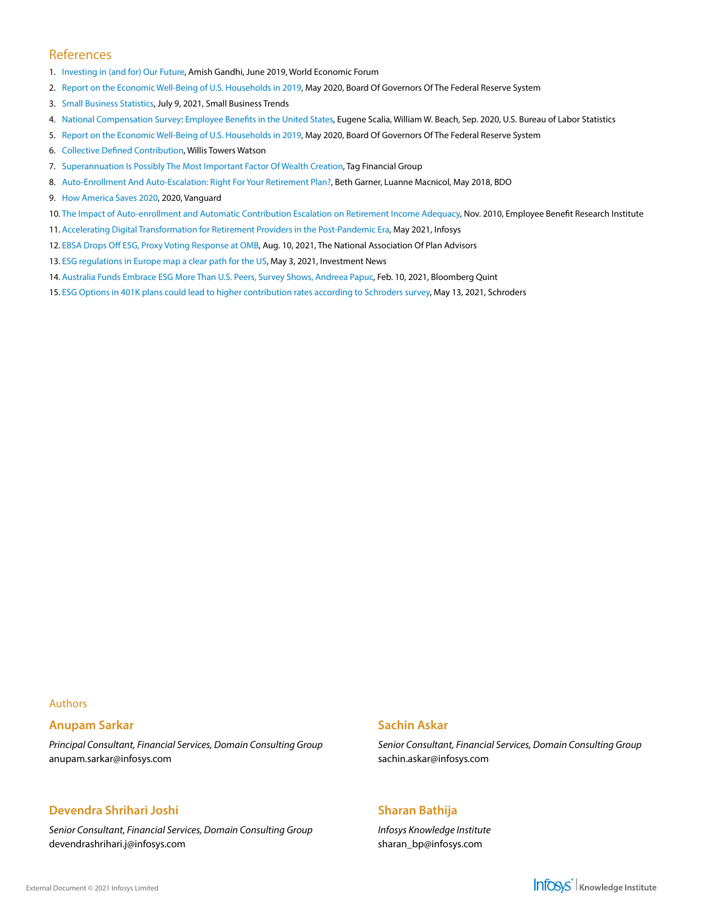## References

1. Investing in (and for) Our Future, Amish Gandhi, June 2019, World Economic Forum
2. Report on the Economic Well-Being of U.S. Households in 2019, May 2020, Board Of Governors Of The Federal Reserve System
3. Small Business Statistics, July 9, 2021, Small Business Trends
4. National Compensation Survey: Employee Benefits in the United States, Eugene Scalia, William W. Beach, Sep. 2020, U.S. Bureau of Labor Statistics
5. Report on the Economic Well-Being of U.S. Households in 2019, May 2020, Board Of Governors Of The Federal Reserve System
6. Collective Defined Contribution, Willis Towers Watson
7. Superannuation Is Possibly The Most Important Factor Of Wealth Creation, Tag Financial Group
8. Auto-Enrollment And Auto-Escalation: Right For Your Retirement Plan?, Beth Garner, Luanne Macnicol, May 2018, BDO
9. How America Saves 2020, 2020, Vanguard
10. The Impact of Auto-enrollment and Automatic Contribution Escalation on Retirement Income Adequacy, Nov. 2010, Employee Benefit Research Institute
11. Accelerating Digital Transformation for Retirement Providers in the Post-Pandemic Era, May 2021, Infosys
12. EBSA Drops Off ESG, Proxy Voting Response at OMB, Aug. 10, 2021, The National Association Of Plan Advisors
13. ESG regulations in Europe map a clear path for the US, May 3, 2021, Investment News
14. Australia Funds Embrace ESG More Than U.S. Peers, Survey Shows, Andreea Papuc, Feb. 10, 2021, Bloomberg Quint
15. ESG Options in 401K plans could lead to higher contribution rates according to Schroders survey, May 13, 2021, Schroders

## Authors

### Anupam Sarkar

*Principal Consultant, Financial Services, Domain Consulting Group*
anupam.sarkar@infosys.com

### Sachin Askar

*Senior Consultant, Financial Services, Domain Consulting Group*
sachin.askar@infosys.com

### Devendra Shrihari Joshi

*Senior Consultant, Financial Services, Domain Consulting Group*
devendrashrihari.j@infosys.com

### Sharan Bathija

*Infosys Knowledge Institute*
sharan_bp@infosys.com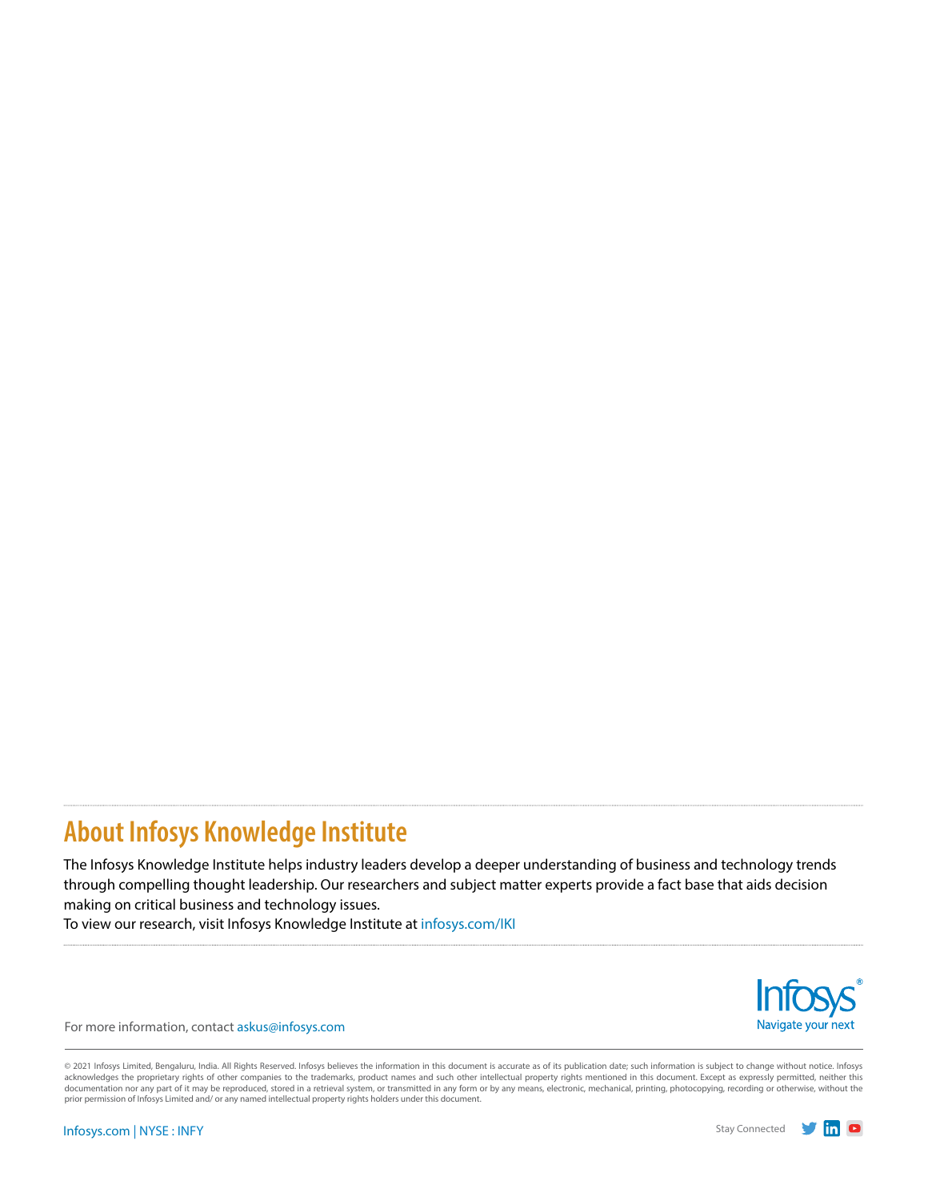## About Infosys Knowledge Institute

The Infosys Knowledge Institute helps industry leaders develop a deeper understanding of business and technology trends through compelling thought leadership. Our researchers and subject matter experts provide a fact base that aids decision making on critical business and technology issues.
To view our research, visit Infosys Knowledge Institute at infosys.com/IKI

For more information, contact askus@infosys.com

Infosys®
Navigate your next

© 2021 Infosys Limited, Bengaluru, India. All Rights Reserved. Infosys believes the information in this document is accurate as of its publication date; such information is subject to change without notice. Infosys acknowledges the proprietary rights of other companies to the trademarks, product names and such other intellectual property rights mentioned in this document. Except as expressly permitted, neither this documentation nor any part of it may be reproduced, stored in a retrieval system, or transmitted in any form or by any means, electronic, mechanical, printing, photocopying, recording or otherwise, without the prior permission of Infosys Limited and/ or any named intellectual property rights holders under this document.

Infosys.com | NYSE : INFY

Stay Connected